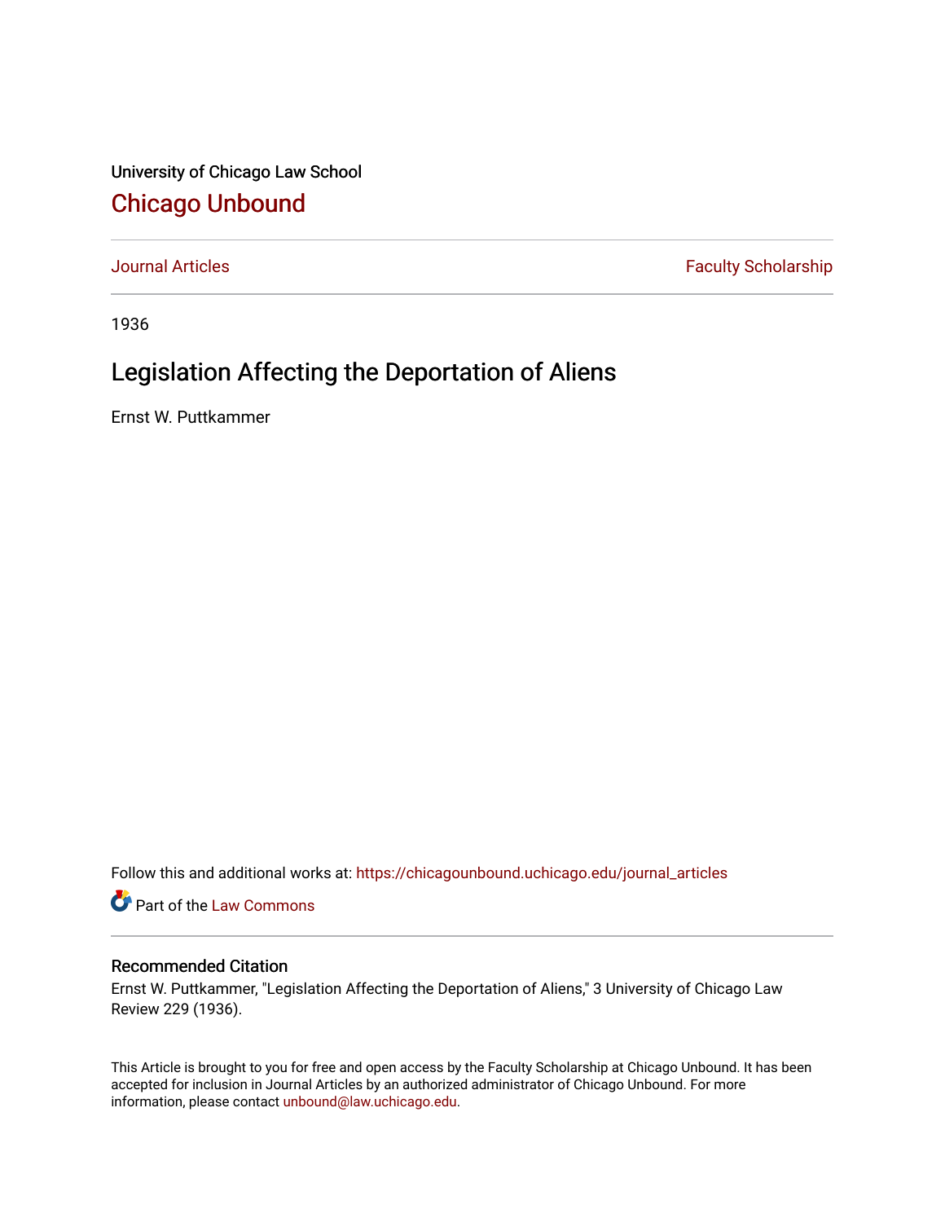University of Chicago Law School

# Chicago Unbound

Journal Articles | Faculty Scholarship

1936

## Legislation Affecting the Deportation of Aliens

Ernst W. Puttkammer

Follow this and additional works at: https://chicagounbound.uchicago.edu/journal_articles

Part of the Law Commons

### Recommended Citation

Ernst W. Puttkammer, "Legislation Affecting the Deportation of Aliens," 3 University of Chicago Law Review 229 (1936).

This Article is brought to you for free and open access by the Faculty Scholarship at Chicago Unbound. It has been accepted for inclusion in Journal Articles by an authorized administrator of Chicago Unbound. For more information, please contact unbound@law.uchicago.edu.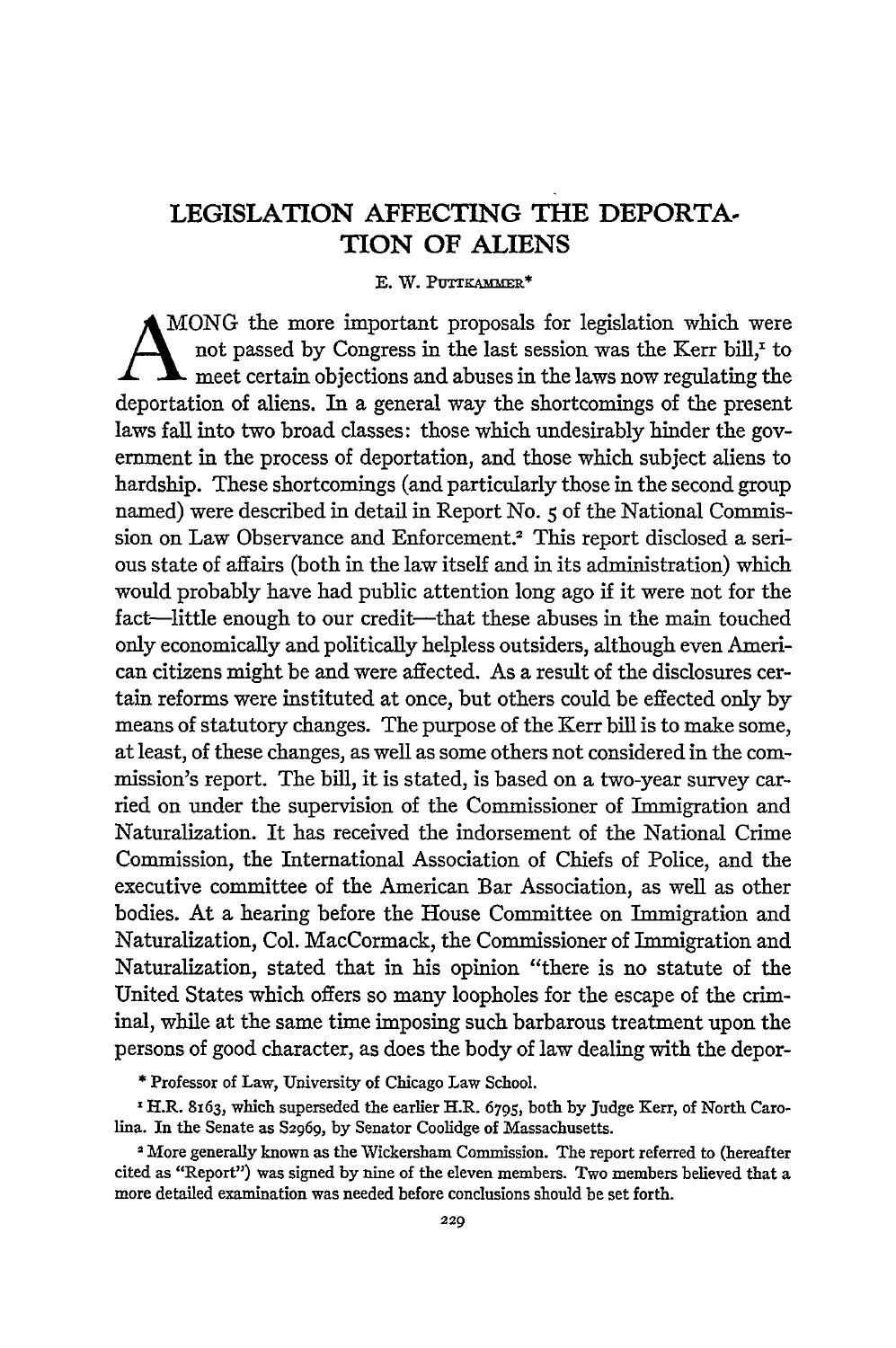# LEGISLATION AFFECTING THE DEPORTATION OF ALIENS

E. W. PUTTKAMMER*

AMONG the more important proposals for legislation which were not passed by Congress in the last session was the Kerr bill,[1] to meet certain objections and abuses in the laws now regulating the deportation of aliens. In a general way the shortcomings of the present laws fall into two broad classes: those which undesirably hinder the government in the process of deportation, and those which subject aliens to hardship. These shortcomings (and particularly those in the second group named) were described in detail in Report No. 5 of the National Commission on Law Observance and Enforcement.[2] This report disclosed a serious state of affairs (both in the law itself and in its administration) which would probably have had public attention long ago if it were not for the fact—little enough to our credit—that these abuses in the main touched only economically and politically helpless outsiders, although even American citizens might be and were affected. As a result of the disclosures certain reforms were instituted at once, but others could be effected only by means of statutory changes. The purpose of the Kerr bill is to make some, at least, of these changes, as well as some others not considered in the commission's report. The bill, it is stated, is based on a two-year survey carried on under the supervision of the Commissioner of Immigration and Naturalization. It has received the indorsement of the National Crime Commission, the International Association of Chiefs of Police, and the executive committee of the American Bar Association, as well as other bodies. At a hearing before the House Committee on Immigration and Naturalization, Col. MacCormack, the Commissioner of Immigration and Naturalization, stated that in his opinion "there is no statute of the United States which offers so many loopholes for the escape of the criminal, while at the same time imposing such barbarous treatment upon the persons of good character, as does the body of law dealing with the depor-

\* Professor of Law, University of Chicago Law School.

[1] H.R. 8163, which superseded the earlier H.R. 6795, both by Judge Kerr, of North Carolina. In the Senate as S2969, by Senator Coolidge of Massachusetts.

[2] More generally known as the Wickersham Commission. The report referred to (hereafter cited as "Report") was signed by nine of the eleven members. Two members believed that a more detailed examination was needed before conclusions should be set forth.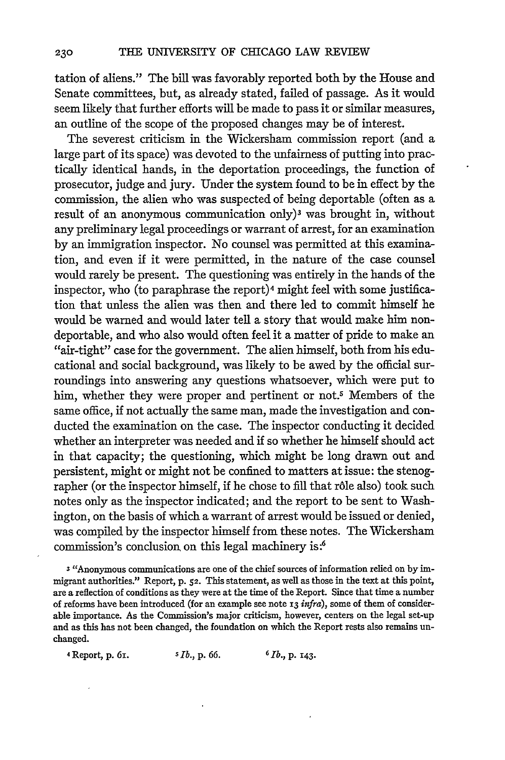tation of aliens." The bill was favorably reported both by the House and Senate committees, but, as already stated, failed of passage. As it would seem likely that further efforts will be made to pass it or similar measures, an outline of the scope of the proposed changes may be of interest.

The severest criticism in the Wickersham commission report (and a large part of its space) was devoted to the unfairness of putting into practically identical hands, in the deportation proceedings, the function of prosecutor, judge and jury. Under the system found to be in effect by the commission, the alien who was suspected of being deportable (often as a result of an anonymous communication only)[3] was brought in, without any preliminary legal proceedings or warrant of arrest, for an examination by an immigration inspector. No counsel was permitted at this examination, and even if it were permitted, in the nature of the case counsel would rarely be present. The questioning was entirely in the hands of the inspector, who (to paraphrase the report)[4] might feel with some justification that unless the alien was then and there led to commit himself he would be warned and would later tell a story that would make him non-deportable, and who also would often feel it a matter of pride to make an "air-tight" case for the government. The alien himself, both from his educational and social background, was likely to be awed by the official surroundings into answering any questions whatsoever, which were put to him, whether they were proper and pertinent or not.[5] Members of the same office, if not actually the same man, made the investigation and conducted the examination on the case. The inspector conducting it decided whether an interpreter was needed and if so whether he himself should act in that capacity; the questioning, which might be long drawn out and persistent, might or might not be confined to matters at issue: the stenographer (or the inspector himself, if he chose to fill that rôle also) took such notes only as the inspector indicated; and the report to be sent to Washington, on the basis of which a warrant of arrest would be issued or denied, was compiled by the inspector himself from these notes. The Wickersham commission's conclusion on this legal machinery is:[6]

[3] "Anonymous communications are one of the chief sources of information relied on by immigrant authorities." Report, p. 52. This statement, as well as those in the text at this point, are a reflection of conditions as they were at the time of the Report. Since that time a number of reforms have been introduced (for an example see note 13 *infra*), some of them of considerable importance. As the Commission's major criticism, however, centers on the legal set-up and as this has not been changed, the foundation on which the Report rests also remains unchanged.

[4] Report, p. 61.

[5] *Ib.*, p. 66.

[6] *Ib.*, p. 143.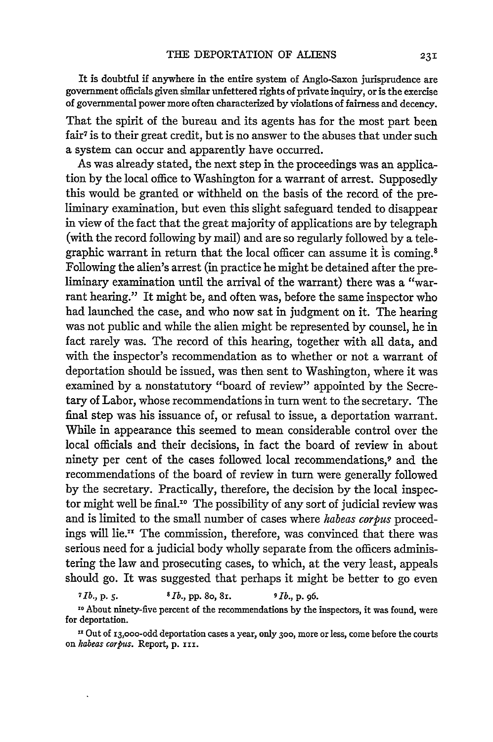It is doubtful if anywhere in the entire system of Anglo-Saxon jurisprudence are government officials given similar unfettered rights of private inquiry, or is the exercise of governmental power more often characterized by violations of fairness and decency.

That the spirit of the bureau and its agents has for the most part been fair[7] is to their great credit, but is no answer to the abuses that under such a system can occur and apparently have occurred.

As was already stated, the next step in the proceedings was an application by the local office to Washington for a warrant of arrest. Supposedly this would be granted or withheld on the basis of the record of the preliminary examination, but even this slight safeguard tended to disappear in view of the fact that the great majority of applications are by telegraph (with the record following by mail) and are so regularly followed by a telegraphic warrant in return that the local officer can assume it is coming.[8] Following the alien's arrest (in practice he might be detained after the preliminary examination until the arrival of the warrant) there was a "warrant hearing." It might be, and often was, before the same inspector who had launched the case, and who now sat in judgment on it. The hearing was not public and while the alien might be represented by counsel, he in fact rarely was. The record of this hearing, together with all data, and with the inspector's recommendation as to whether or not a warrant of deportation should be issued, was then sent to Washington, where it was examined by a nonstatutory "board of review" appointed by the Secretary of Labor, whose recommendations in turn went to the secretary. The final step was his issuance of, or refusal to issue, a deportation warrant. While in appearance this seemed to mean considerable control over the local officials and their decisions, in fact the board of review in about ninety per cent of the cases followed local recommendations,[9] and the recommendations of the board of review in turn were generally followed by the secretary. Practically, therefore, the decision by the local inspector might well be final.[10] The possibility of any sort of judicial review was and is limited to the small number of cases where *habeas corpus* proceedings will lie.[11] The commission, therefore, was convinced that there was serious need for a judicial body wholly separate from the officers administering the law and prosecuting cases, to which, at the very least, appeals should go. It was suggested that perhaps it might be better to go even

[7] *Ib.*, p. 5. [8] *Ib.*, pp. 80, 81. [9] *Ib.*, p. 96.

[10] About ninety-five percent of the recommendations by the inspectors, it was found, were for deportation.

[11] Out of 13,000-odd deportation cases a year, only 300, more or less, come before the courts on *habeas corpus*. Report, p. 111.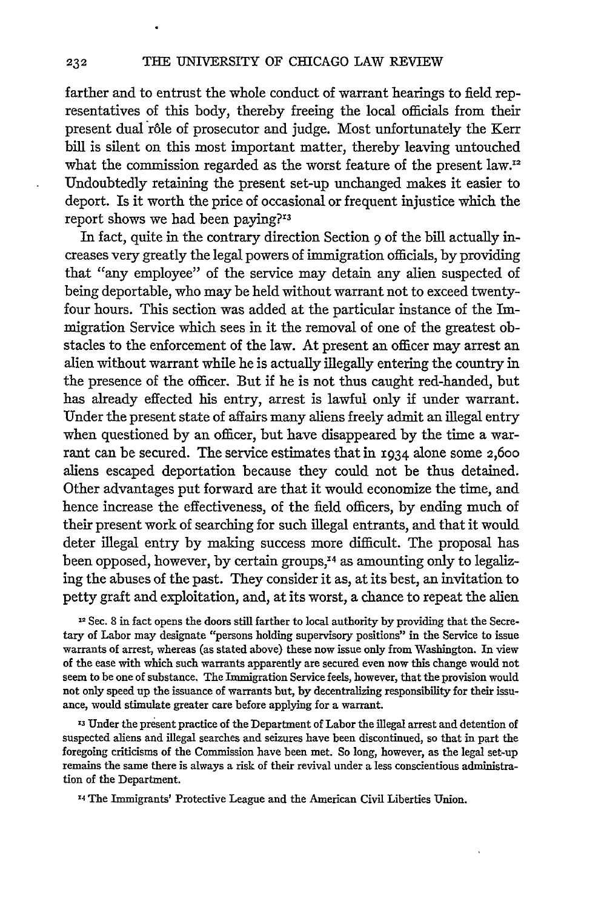farther and to entrust the whole conduct of warrant hearings to field representatives of this body, thereby freeing the local officials from their present dual rôle of prosecutor and judge. Most unfortunately the Kerr bill is silent on this most important matter, thereby leaving untouched what the commission regarded as the worst feature of the present law.[12] Undoubtedly retaining the present set-up unchanged makes it easier to deport. Is it worth the price of occasional or frequent injustice which the report shows we had been paying?[13]

In fact, quite in the contrary direction Section 9 of the bill actually increases very greatly the legal powers of immigration officials, by providing that "any employee" of the service may detain any alien suspected of being deportable, who may be held without warrant not to exceed twenty-four hours. This section was added at the particular instance of the Immigration Service which sees in it the removal of one of the greatest obstacles to the enforcement of the law. At present an officer may arrest an alien without warrant while he is actually illegally entering the country in the presence of the officer. But if he is not thus caught red-handed, but has already effected his entry, arrest is lawful only if under warrant. Under the present state of affairs many aliens freely admit an illegal entry when questioned by an officer, but have disappeared by the time a warrant can be secured. The service estimates that in 1934 alone some 2,600 aliens escaped deportation because they could not be thus detained. Other advantages put forward are that it would economize the time, and hence increase the effectiveness, of the field officers, by ending much of their present work of searching for such illegal entrants, and that it would deter illegal entry by making success more difficult. The proposal has been opposed, however, by certain groups,[14] as amounting only to legalizing the abuses of the past. They consider it as, at its best, an invitation to petty graft and exploitation, and, at its worst, a chance to repeat the alien

[12] Sec. 8 in fact opens the doors still farther to local authority by providing that the Secretary of Labor may designate "persons holding supervisory positions" in the Service to issue warrants of arrest, whereas (as stated above) these now issue only from Washington. In view of the ease with which such warrants apparently are secured even now this change would not seem to be one of substance. The Immigration Service feels, however, that the provision would not only speed up the issuance of warrants but, by decentralizing responsibility for their issuance, would stimulate greater care before applying for a warrant.

[13] Under the present practice of the Department of Labor the illegal arrest and detention of suspected aliens and illegal searches and seizures have been discontinued, so that in part the foregoing criticisms of the Commission have been met. So long, however, as the legal set-up remains the same there is always a risk of their revival under a less conscientious administration of the Department.

[14] The Immigrants' Protective League and the American Civil Liberties Union.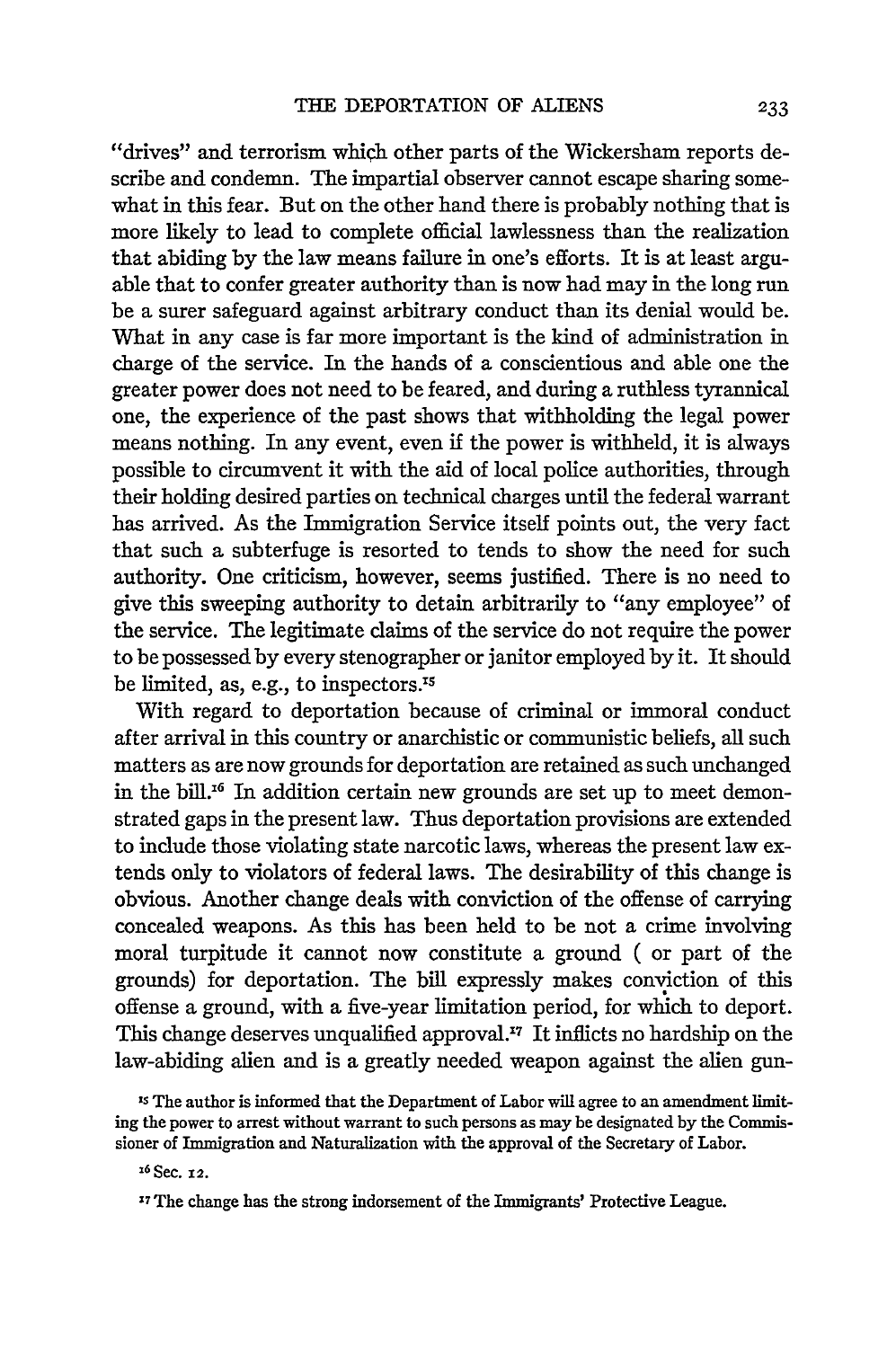"drives" and terrorism which other parts of the Wickersham reports describe and condemn. The impartial observer cannot escape sharing somewhat in this fear. But on the other hand there is probably nothing that is more likely to lead to complete official lawlessness than the realization that abiding by the law means failure in one's efforts. It is at least arguable that to confer greater authority than is now had may in the long run be a surer safeguard against arbitrary conduct than its denial would be. What in any case is far more important is the kind of administration in charge of the service. In the hands of a conscientious and able one the greater power does not need to be feared, and during a ruthless tyrannical one, the experience of the past shows that withholding the legal power means nothing. In any event, even if the power is withheld, it is always possible to circumvent it with the aid of local police authorities, through their holding desired parties on technical charges until the federal warrant has arrived. As the Immigration Service itself points out, the very fact that such a subterfuge is resorted to tends to show the need for such authority. One criticism, however, seems justified. There is no need to give this sweeping authority to detain arbitrarily to "any employee" of the service. The legitimate claims of the service do not require the power to be possessed by every stenographer or janitor employed by it. It should be limited, as, e.g., to inspectors.[15]

With regard to deportation because of criminal or immoral conduct after arrival in this country or anarchistic or communistic beliefs, all such matters as are now grounds for deportation are retained as such unchanged in the bill.[16] In addition certain new grounds are set up to meet demonstrated gaps in the present law. Thus deportation provisions are extended to include those violating state narcotic laws, whereas the present law extends only to violators of federal laws. The desirability of this change is obvious. Another change deals with conviction of the offense of carrying concealed weapons. As this has been held to be not a crime involving moral turpitude it cannot now constitute a ground ( or part of the grounds) for deportation. The bill expressly makes conviction of this offense a ground, with a five-year limitation period, for which to deport. This change deserves unqualified approval.[17] It inflicts no hardship on the law-abiding alien and is a greatly needed weapon against the alien gun-

[15] The author is informed that the Department of Labor will agree to an amendment limiting the power to arrest without warrant to such persons as may be designated by the Commissioner of Immigration and Naturalization with the approval of the Secretary of Labor.

[16] Sec. 12.

[17] The change has the strong indorsement of the Immigrants' Protective League.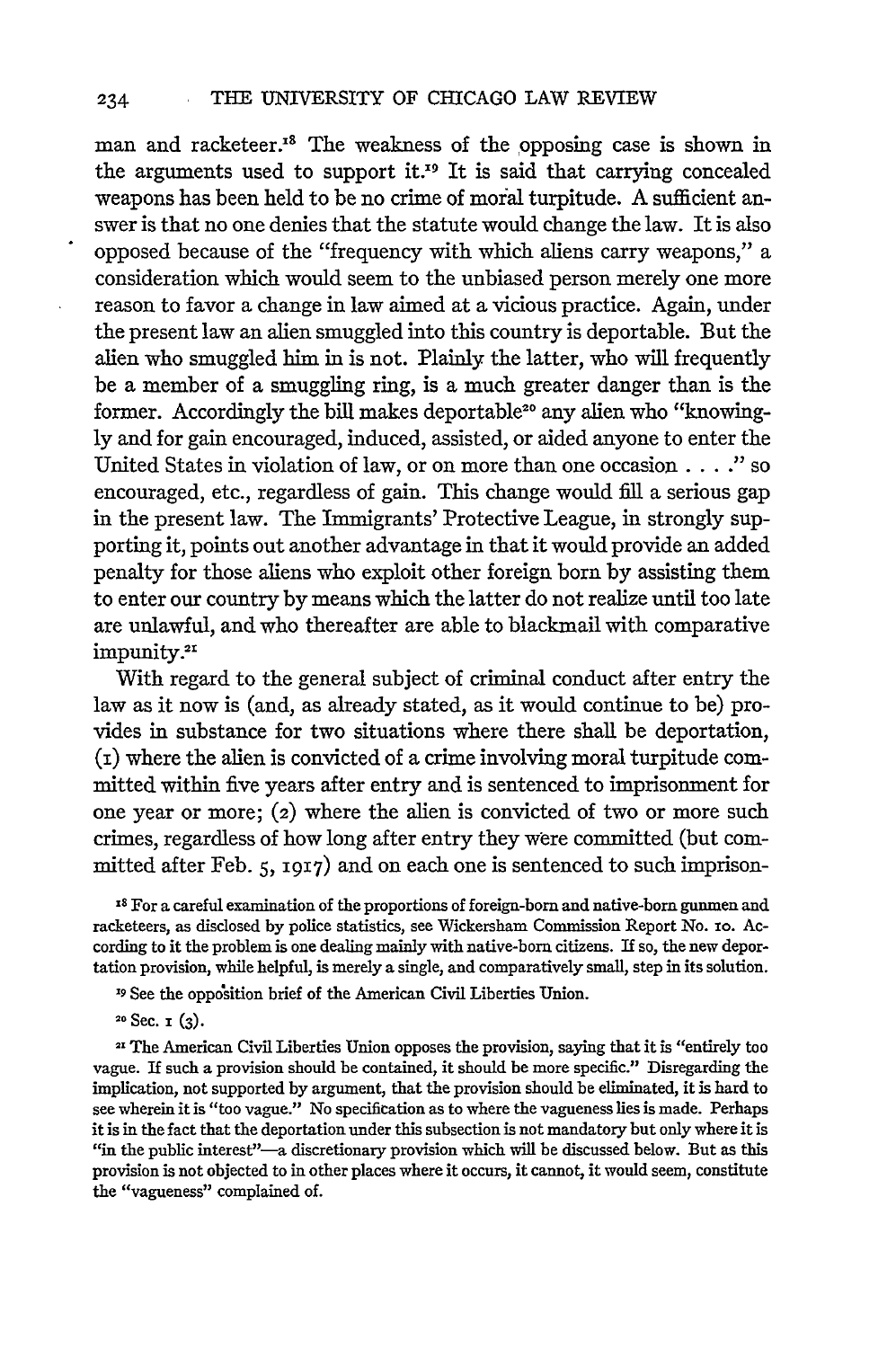man and racketeer.[18] The weakness of the opposing case is shown in the arguments used to support it.[19] It is said that carrying concealed weapons has been held to be no crime of moral turpitude. A sufficient answer is that no one denies that the statute would change the law. It is also opposed because of the "frequency with which aliens carry weapons," a consideration which would seem to the unbiased person merely one more reason to favor a change in law aimed at a vicious practice. Again, under the present law an alien smuggled into this country is deportable. But the alien who smuggled him in is not. Plainly the latter, who will frequently be a member of a smuggling ring, is a much greater danger than is the former. Accordingly the bill makes deportable[20] any alien who "knowingly and for gain encouraged, induced, assisted, or aided anyone to enter the United States in violation of law, or on more than one occasion . . . ." so encouraged, etc., regardless of gain. This change would fill a serious gap in the present law. The Immigrants' Protective League, in strongly supporting it, points out another advantage in that it would provide an added penalty for those aliens who exploit other foreign born by assisting them to enter our country by means which the latter do not realize until too late are unlawful, and who thereafter are able to blackmail with comparative impunity.[21]

With regard to the general subject of criminal conduct after entry the law as it now is (and, as already stated, as it would continue to be) provides in substance for two situations where there shall be deportation, (1) where the alien is convicted of a crime involving moral turpitude committed within five years after entry and is sentenced to imprisonment for one year or more; (2) where the alien is convicted of two or more such crimes, regardless of how long after entry they were committed (but committed after Feb. 5, 1917) and on each one is sentenced to such imprison-

[18] For a careful examination of the proportions of foreign-born and native-born gunmen and racketeers, as disclosed by police statistics, see Wickersham Commission Report No. 10. According to it the problem is one dealing mainly with native-born citizens. If so, the new deportation provision, while helpful, is merely a single, and comparatively small, step in its solution.

[19] See the opposition brief of the American Civil Liberties Union.

[20] Sec. 1 (3).

[21] The American Civil Liberties Union opposes the provision, saying that it is "entirely too vague. If such a provision should be contained, it should be more specific." Disregarding the implication, not supported by argument, that the provision should be eliminated, it is hard to see wherein it is "too vague." No specification as to where the vagueness lies is made. Perhaps it is in the fact that the deportation under this subsection is not mandatory but only where it is "in the public interest"—a discretionary provision which will be discussed below. But as this provision is not objected to in other places where it occurs, it cannot, it would seem, constitute the "vagueness" complained of.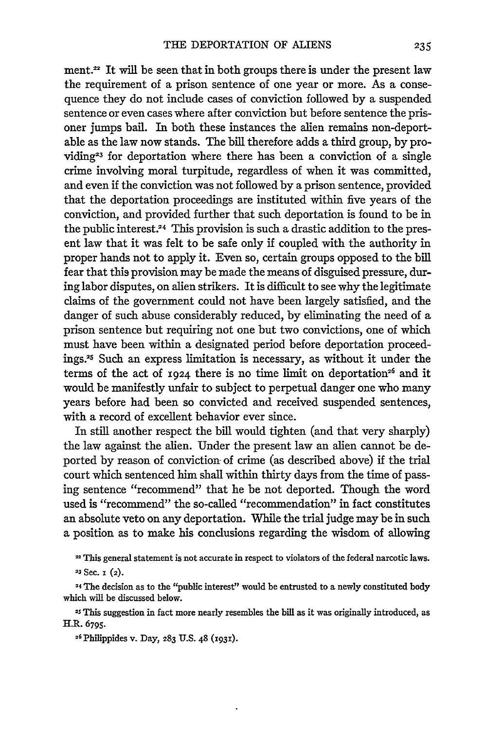ment.[22] It will be seen that in both groups there is under the present law the requirement of a prison sentence of one year or more. As a consequence they do not include cases of conviction followed by a suspended sentence or even cases where after conviction but before sentence the prisoner jumps bail. In both these instances the alien remains non-deportable as the law now stands. The bill therefore adds a third group, by providing[23] for deportation where there has been a conviction of a single crime involving moral turpitude, regardless of when it was committed, and even if the conviction was not followed by a prison sentence, provided that the deportation proceedings are instituted within five years of the conviction, and provided further that such deportation is found to be in the public interest.[24] This provision is such a drastic addition to the present law that it was felt to be safe only if coupled with the authority in proper hands not to apply it. Even so, certain groups opposed to the bill fear that this provision may be made the means of disguised pressure, during labor disputes, on alien strikers. It is difficult to see why the legitimate claims of the government could not have been largely satisfied, and the danger of such abuse considerably reduced, by eliminating the need of a prison sentence but requiring not one but two convictions, one of which must have been within a designated period before deportation proceedings.[25] Such an express limitation is necessary, as without it under the terms of the act of 1924 there is no time limit on deportation[26] and it would be manifestly unfair to subject to perpetual danger one who many years before had been so convicted and received suspended sentences, with a record of excellent behavior ever since.

In still another respect the bill would tighten (and that very sharply) the law against the alien. Under the present law an alien cannot be deported by reason of conviction of crime (as described above) if the trial court which sentenced him shall within thirty days from the time of passing sentence "recommend" that he be not deported. Though the word used is "recommend" the so-called "recommendation" in fact constitutes an absolute veto on any deportation. While the trial judge may be in such a position as to make his conclusions regarding the wisdom of allowing

[22] This general statement is not accurate in respect to violators of the federal narcotic laws.

[23] Sec. 1 (2).

[24] The decision as to the "public interest" would be entrusted to a newly constituted body which will be discussed below.

[25] This suggestion in fact more nearly resembles the bill as it was originally introduced, as H.R. 6795.

[26] Philippides v. Day, 283 U.S. 48 (1931).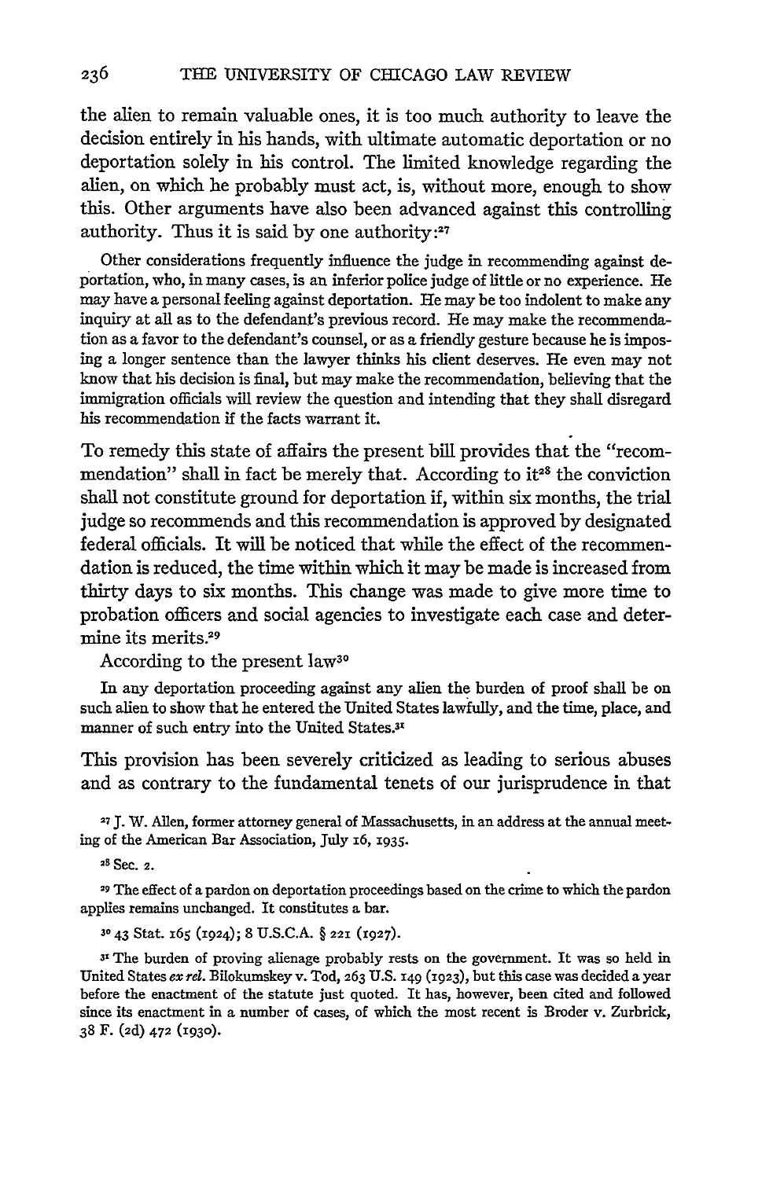the alien to remain valuable ones, it is too much authority to leave the decision entirely in his hands, with ultimate automatic deportation or no deportation solely in his control. The limited knowledge regarding the alien, on which he probably must act, is, without more, enough to show this. Other arguments have also been advanced against this controlling authority. Thus it is said by one authority:[27]

> Other considerations frequently influence the judge in recommending against deportation, who, in many cases, is an inferior police judge of little or no experience. He may have a personal feeling against deportation. He may be too indolent to make any inquiry at all as to the defendant's previous record. He may make the recommendation as a favor to the defendant's counsel, or as a friendly gesture because he is imposing a longer sentence than the lawyer thinks his client deserves. He even may not know that his decision is final, but may make the recommendation, believing that the immigration officials will review the question and intending that they shall disregard his recommendation if the facts warrant it.

To remedy this state of affairs the present bill provides that the "recommendation" shall in fact be merely that. According to it[28] the conviction shall not constitute ground for deportation if, within six months, the trial judge so recommends and this recommendation is approved by designated federal officials. It will be noticed that while the effect of the recommendation is reduced, the time within which it may be made is increased from thirty days to six months. This change was made to give more time to probation officers and social agencies to investigate each case and determine its merits.[29]

According to the present law[30]

> In any deportation proceeding against any alien the burden of proof shall be on such alien to show that he entered the United States lawfully, and the time, place, and manner of such entry into the United States.[31]

This provision has been severely criticized as leading to serious abuses and as contrary to the fundamental tenets of our jurisprudence in that

[27] J. W. Allen, former attorney general of Massachusetts, in an address at the annual meeting of the American Bar Association, July 16, 1935.

[28] Sec. 2.

[29] The effect of a pardon on deportation proceedings based on the crime to which the pardon applies remains unchanged. It constitutes a bar.

[30] 43 Stat. 165 (1924); 8 U.S.C.A. § 221 (1927).

[31] The burden of proving alienage probably rests on the government. It was so held in United States *ex rel.* Bilokumskey v. Tod, 263 U.S. 149 (1923), but this case was decided a year before the enactment of the statute just quoted. It has, however, been cited and followed since its enactment in a number of cases, of which the most recent is Broder v. Zurbrick, 38 F. (2d) 472 (1930).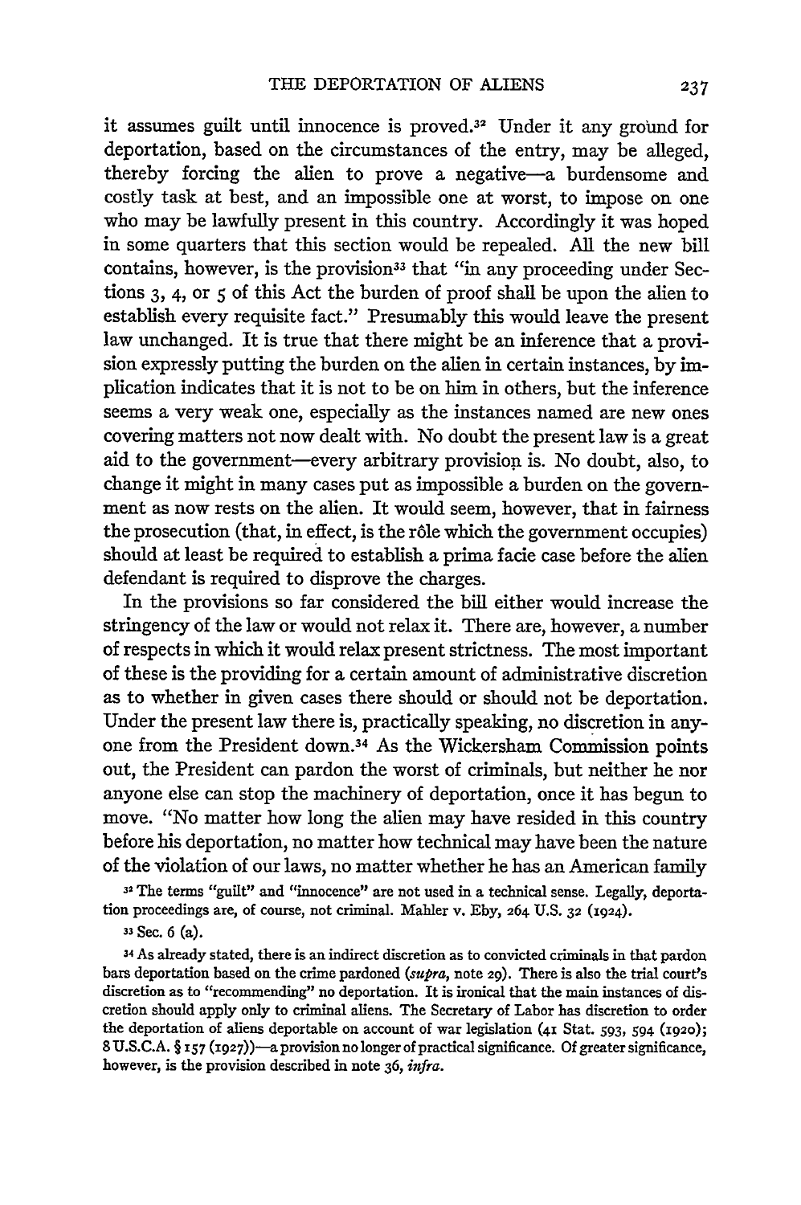it assumes guilt until innocence is proved.[32] Under it any ground for deportation, based on the circumstances of the entry, may be alleged, thereby forcing the alien to prove a negative—a burdensome and costly task at best, and an impossible one at worst, to impose on one who may be lawfully present in this country. Accordingly it was hoped in some quarters that this section would be repealed. All the new bill contains, however, is the provision[33] that "in any proceeding under Sections 3, 4, or 5 of this Act the burden of proof shall be upon the alien to establish every requisite fact." Presumably this would leave the present law unchanged. It is true that there might be an inference that a provision expressly putting the burden on the alien in certain instances, by implication indicates that it is not to be on him in others, but the inference seems a very weak one, especially as the instances named are new ones covering matters not now dealt with. No doubt the present law is a great aid to the government—every arbitrary provision is. No doubt, also, to change it might in many cases put as impossible a burden on the government as now rests on the alien. It would seem, however, that in fairness the prosecution (that, in effect, is the rôle which the government occupies) should at least be required to establish a prima facie case before the alien defendant is required to disprove the charges.

In the provisions so far considered the bill either would increase the stringency of the law or would not relax it. There are, however, a number of respects in which it would relax present strictness. The most important of these is the providing for a certain amount of administrative discretion as to whether in given cases there should or should not be deportation. Under the present law there is, practically speaking, no discretion in anyone from the President down.[34] As the Wickersham Commission points out, the President can pardon the worst of criminals, but neither he nor anyone else can stop the machinery of deportation, once it has begun to move. "No matter how long the alien may have resided in this country before his deportation, no matter how technical may have been the nature of the violation of our laws, no matter whether he has an American family

[32] The terms "guilt" and "innocence" are not used in a technical sense. Legally, deportation proceedings are, of course, not criminal. Mahler v. Eby, 264 U.S. 32 (1924).

[33] Sec. 6 (a).

[34] As already stated, there is an indirect discretion as to convicted criminals in that pardon bars deportation based on the crime pardoned (*supra*, note 29). There is also the trial court's discretion as to "recommending" no deportation. It is ironical that the main instances of discretion should apply only to criminal aliens. The Secretary of Labor has discretion to order the deportation of aliens deportable on account of war legislation (41 Stat. 593, 594 (1920); 8 U.S.C.A. § 157 (1927))—a provision no longer of practical significance. Of greater significance, however, is the provision described in note 36, *infra*.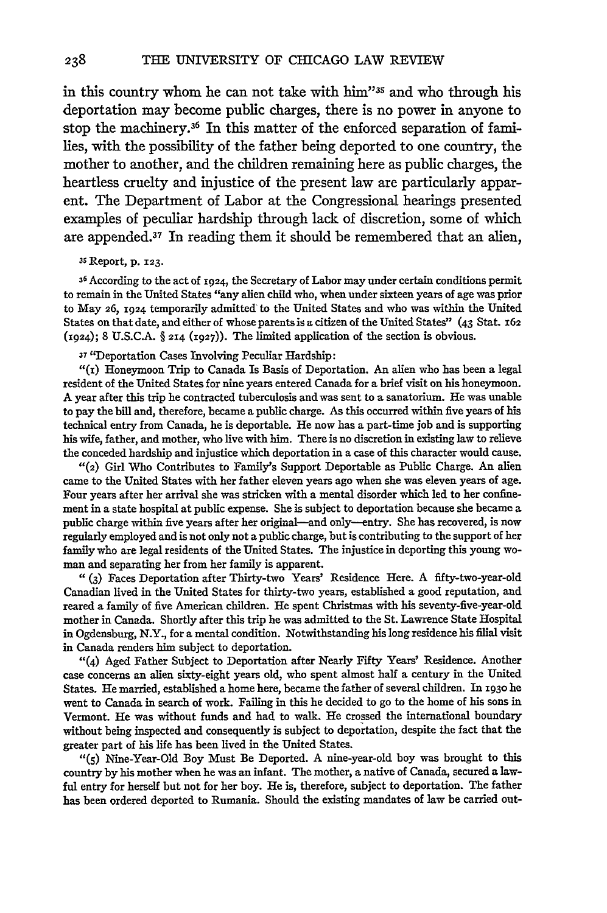in this country whom he can not take with him"[35] and who through his deportation may become public charges, there is no power in anyone to stop the machinery.[36] In this matter of the enforced separation of families, with the possibility of the father being deported to one country, the mother to another, and the children remaining here as public charges, the heartless cruelty and injustice of the present law are particularly apparent. The Department of Labor at the Congressional hearings presented examples of peculiar hardship through lack of discretion, some of which are appended.[37] In reading them it should be remembered that an alien,

[35] Report, p. 123.

[36] According to the act of 1924, the Secretary of Labor may under certain conditions permit to remain in the United States "any alien child who, when under sixteen years of age was prior to May 26, 1924 temporarily admitted to the United States and who was within the United States on that date, and either of whose parents is a citizen of the United States" (43 Stat. 162 (1924); 8 U.S.C.A. § 214 (1927)). The limited application of the section is obvious.

[37] "Deportation Cases Involving Peculiar Hardship:

"(1) Honeymoon Trip to Canada Is Basis of Deportation. An alien who has been a legal resident of the United States for nine years entered Canada for a brief visit on his honeymoon. A year after this trip he contracted tuberculosis and was sent to a sanatorium. He was unable to pay the bill and, therefore, became a public charge. As this occurred within five years of his technical entry from Canada, he is deportable. He now has a part-time job and is supporting his wife, father, and mother, who live with him. There is no discretion in existing law to relieve the conceded hardship and injustice which deportation in a case of this character would cause.

"(2) Girl Who Contributes to Family's Support Deportable as Public Charge. An alien came to the United States with her father eleven years ago when she was eleven years of age. Four years after her arrival she was stricken with a mental disorder which led to her confinement in a state hospital at public expense. She is subject to deportation because she became a public charge within five years after her original—and only—entry. She has recovered, is now regularly employed and is not only not a public charge, but is contributing to the support of her family who are legal residents of the United States. The injustice in deporting this young woman and separating her from her family is apparent.

"(3) Faces Deportation after Thirty-two Years' Residence Here. A fifty-two-year-old Canadian lived in the United States for thirty-two years, established a good reputation, and reared a family of five American children. He spent Christmas with his seventy-five-year-old mother in Canada. Shortly after this trip he was admitted to the St. Lawrence State Hospital in Ogdensburg, N.Y., for a mental condition. Notwithstanding his long residence his filial visit in Canada renders him subject to deportation.

"(4) Aged Father Subject to Deportation after Nearly Fifty Years' Residence. Another case concerns an alien sixty-eight years old, who spent almost half a century in the United States. He married, established a home here, became the father of several children. In 1930 he went to Canada in search of work. Failing in this he decided to go to the home of his sons in Vermont. He was without funds and had to walk. He crossed the international boundary without being inspected and consequently is subject to deportation, despite the fact that the greater part of his life has been lived in the United States.

"(5) Nine-Year-Old Boy Must Be Deported. A nine-year-old boy was brought to this country by his mother when he was an infant. The mother, a native of Canada, secured a lawful entry for herself but not for her boy. He is, therefore, subject to deportation. The father has been ordered deported to Rumania. Should the existing mandates of law be carried out-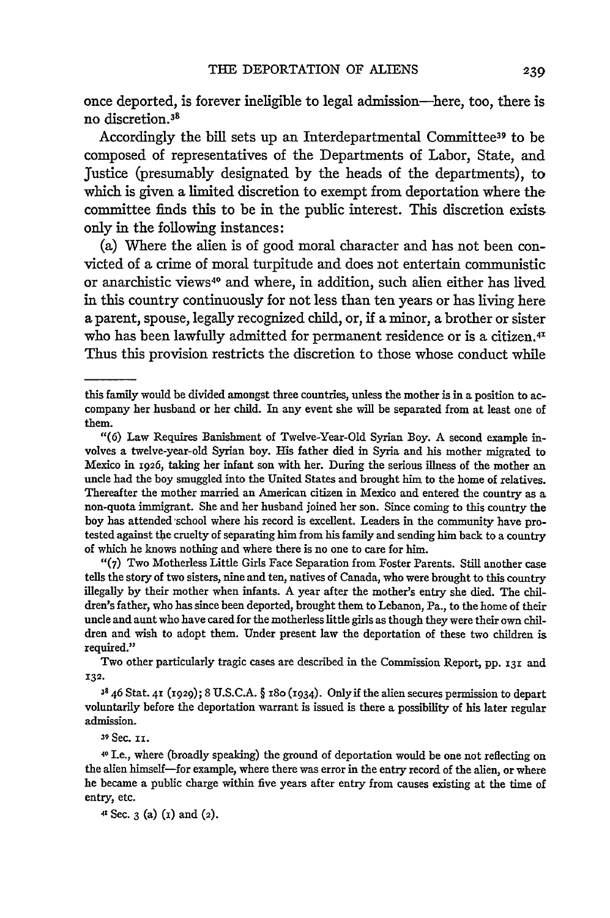once deported, is forever ineligible to legal admission—here, too, there is no discretion.[38]

Accordingly the bill sets up an Interdepartmental Committee[39] to be composed of representatives of the Departments of Labor, State, and Justice (presumably designated by the heads of the departments), to which is given a limited discretion to exempt from deportation where the committee finds this to be in the public interest. This discretion exists only in the following instances:

(a) Where the alien is of good moral character and has not been convicted of a crime of moral turpitude and does not entertain communistic or anarchistic views[40] and where, in addition, such alien either has lived in this country continuously for not less than ten years or has living here a parent, spouse, legally recognized child, or, if a minor, a brother or sister who has been lawfully admitted for permanent residence or is a citizen.[41] Thus this provision restricts the discretion to those whose conduct while

---

this family would be divided amongst three countries, unless the mother is in a position to accompany her husband or her child. In any event she will be separated from at least one of them.

"(6) Law Requires Banishment of Twelve-Year-Old Syrian Boy. A second example involves a twelve-year-old Syrian boy. His father died in Syria and his mother migrated to Mexico in 1926, taking her infant son with her. During the serious illness of the mother an uncle had the boy smuggled into the United States and brought him to the home of relatives. Thereafter the mother married an American citizen in Mexico and entered the country as a non-quota immigrant. She and her husband joined her son. Since coming to this country the boy has attended school where his record is excellent. Leaders in the community have protested against the cruelty of separating him from his family and sending him back to a country of which he knows nothing and where there is no one to care for him.

"(7) Two Motherless Little Girls Face Separation from Foster Parents. Still another case tells the story of two sisters, nine and ten, natives of Canada, who were brought to this country illegally by their mother when infants. A year after the mother's entry she died. The children's father, who has since been deported, brought them to Lebanon, Pa., to the home of their uncle and aunt who have cared for the motherless little girls as though they were their own children and wish to adopt them. Under present law the deportation of these two children is required."

Two other particularly tragic cases are described in the Commission Report, pp. 131 and 132.

[38] 46 Stat. 41 (1929); 8 U.S.C.A. § 180 (1934). Only if the alien secures permission to depart voluntarily before the deportation warrant is issued is there a possibility of his later regular admission.

[39] Sec. 11.

[40] I.e., where (broadly speaking) the ground of deportation would be one not reflecting on the alien himself—for example, where there was error in the entry record of the alien, or where he became a public charge within five years after entry from causes existing at the time of entry, etc.

[41] Sec. 3 (a) (1) and (2).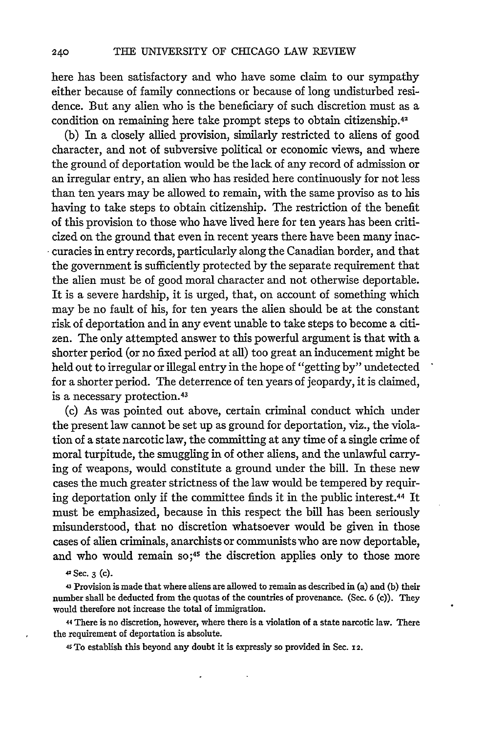here has been satisfactory and who have some claim to our sympathy either because of family connections or because of long undisturbed residence. But any alien who is the beneficiary of such discretion must as a condition on remaining here take prompt steps to obtain citizenship.[42]

(b) In a closely allied provision, similarly restricted to aliens of good character, and not of subversive political or economic views, and where the ground of deportation would be the lack of any record of admission or an irregular entry, an alien who has resided here continuously for not less than ten years may be allowed to remain, with the same proviso as to his having to take steps to obtain citizenship. The restriction of the benefit of this provision to those who have lived here for ten years has been criticized on the ground that even in recent years there have been many inaccuracies in entry records, particularly along the Canadian border, and that the government is sufficiently protected by the separate requirement that the alien must be of good moral character and not otherwise deportable. It is a severe hardship, it is urged, that, on account of something which may be no fault of his, for ten years the alien should be at the constant risk of deportation and in any event unable to take steps to become a citizen. The only attempted answer to this powerful argument is that with a shorter period (or no fixed period at all) too great an inducement might be held out to irregular or illegal entry in the hope of "getting by" undetected for a shorter period. The deterrence of ten years of jeopardy, it is claimed, is a necessary protection.[43]

(c) As was pointed out above, certain criminal conduct which under the present law cannot be set up as ground for deportation, viz., the violation of a state narcotic law, the committing at any time of a single crime of moral turpitude, the smuggling in of other aliens, and the unlawful carrying of weapons, would constitute a ground under the bill. In these new cases the much greater strictness of the law would be tempered by requiring deportation only if the committee finds it in the public interest.[44] It must be emphasized, because in this respect the bill has been seriously misunderstood, that no discretion whatsoever would be given in those cases of alien criminals, anarchists or communists who are now deportable, and who would remain so;[45] the discretion applies only to those more

[42] Sec. 3 (c).

[43] Provision is made that where aliens are allowed to remain as described in (a) and (b) their number shall be deducted from the quotas of the countries of provenance. (Sec. 6 (c)). They would therefore not increase the total of immigration.

[44] There is no discretion, however, where there is a violation of a state narcotic law. There the requirement of deportation is absolute.

[45] To establish this beyond any doubt it is expressly so provided in Sec. 12.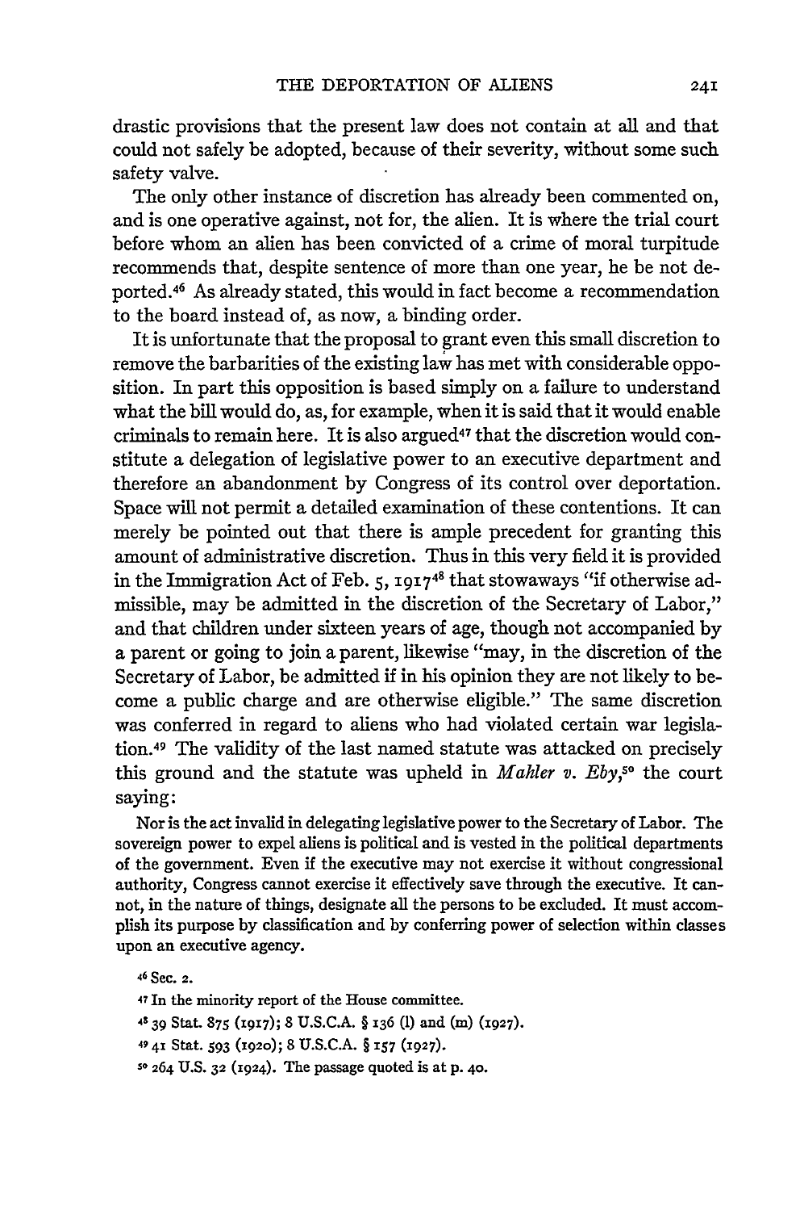drastic provisions that the present law does not contain at all and that could not safely be adopted, because of their severity, without some such safety valve.

The only other instance of discretion has already been commented on, and is one operative against, not for, the alien. It is where the trial court before whom an alien has been convicted of a crime of moral turpitude recommends that, despite sentence of more than one year, he be not deported.[46] As already stated, this would in fact become a recommendation to the board instead of, as now, a binding order.

It is unfortunate that the proposal to grant even this small discretion to remove the barbarities of the existing law has met with considerable opposition. In part this opposition is based simply on a failure to understand what the bill would do, as, for example, when it is said that it would enable criminals to remain here. It is also argued[47] that the discretion would constitute a delegation of legislative power to an executive department and therefore an abandonment by Congress of its control over deportation. Space will not permit a detailed examination of these contentions. It can merely be pointed out that there is ample precedent for granting this amount of administrative discretion. Thus in this very field it is provided in the Immigration Act of Feb. 5, 1917[48] that stowaways "if otherwise admissible, may be admitted in the discretion of the Secretary of Labor," and that children under sixteen years of age, though not accompanied by a parent or going to join a parent, likewise "may, in the discretion of the Secretary of Labor, be admitted if in his opinion they are not likely to become a public charge and are otherwise eligible." The same discretion was conferred in regard to aliens who had violated certain war legislation.[49] The validity of the last named statute was attacked on precisely this ground and the statute was upheld in *Mahler v. Eby*,[50] the court saying:

> Nor is the act invalid in delegating legislative power to the Secretary of Labor. The sovereign power to expel aliens is political and is vested in the political departments of the government. Even if the executive may not exercise it without congressional authority, Congress cannot exercise it effectively save through the executive. It cannot, in the nature of things, designate all the persons to be excluded. It must accomplish its purpose by classification and by conferring power of selection within classes upon an executive agency.

[46] Sec. 2.

[47] In the minority report of the House committee.

[48] 39 Stat. 875 (1917); 8 U.S.C.A. § 136 (l) and (m) (1927).

[49] 41 Stat. 593 (1920); 8 U.S.C.A. § 157 (1927).

[50] 264 U.S. 32 (1924). The passage quoted is at p. 40.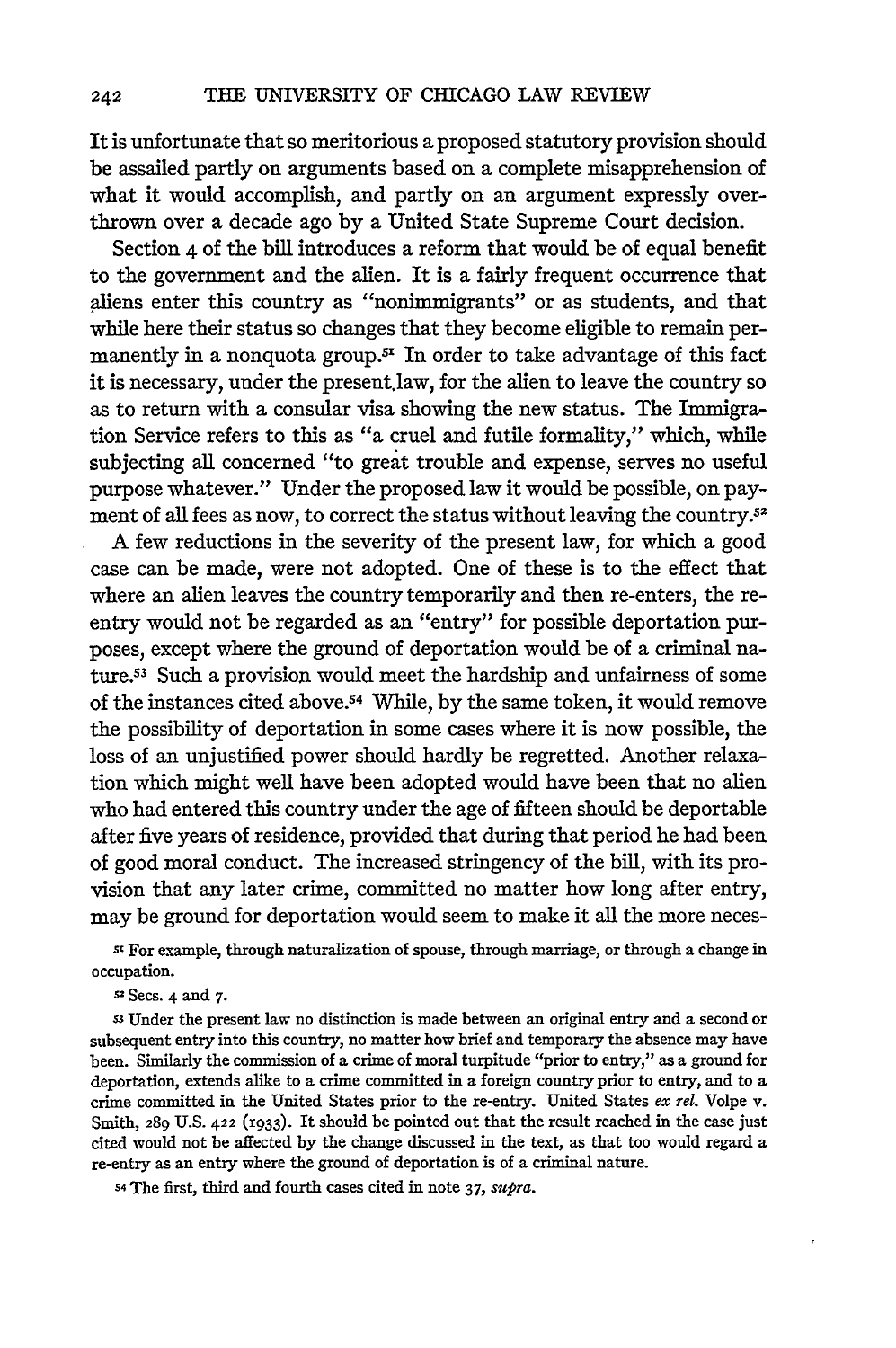It is unfortunate that so meritorious a proposed statutory provision should be assailed partly on arguments based on a complete misapprehension of what it would accomplish, and partly on an argument expressly overthrown over a decade ago by a United State Supreme Court decision.

Section 4 of the bill introduces a reform that would be of equal benefit to the government and the alien. It is a fairly frequent occurrence that aliens enter this country as "nonimmigrants" or as students, and that while here their status so changes that they become eligible to remain permanently in a nonquota group.[51] In order to take advantage of this fact it is necessary, under the present law, for the alien to leave the country so as to return with a consular visa showing the new status. The Immigration Service refers to this as "a cruel and futile formality," which, while subjecting all concerned "to great trouble and expense, serves no useful purpose whatever." Under the proposed law it would be possible, on payment of all fees as now, to correct the status without leaving the country.[52]

A few reductions in the severity of the present law, for which a good case can be made, were not adopted. One of these is to the effect that where an alien leaves the country temporarily and then re-enters, the re-entry would not be regarded as an "entry" for possible deportation purposes, except where the ground of deportation would be of a criminal nature.[53] Such a provision would meet the hardship and unfairness of some of the instances cited above.[54] While, by the same token, it would remove the possibility of deportation in some cases where it is now possible, the loss of an unjustified power should hardly be regretted. Another relaxation which might well have been adopted would have been that no alien who had entered this country under the age of fifteen should be deportable after five years of residence, provided that during that period he had been of good moral conduct. The increased stringency of the bill, with its provision that any later crime, committed no matter how long after entry, may be ground for deportation would seem to make it all the more neces-

[51] For example, through naturalization of spouse, through marriage, or through a change in occupation.

[52] Secs. 4 and 7.

[53] Under the present law no distinction is made between an original entry and a second or subsequent entry into this country, no matter how brief and temporary the absence may have been. Similarly the commission of a crime of moral turpitude "prior to entry," as a ground for deportation, extends alike to a crime committed in a foreign country prior to entry, and to a crime committed in the United States prior to the re-entry. United States *ex rel.* Volpe v. Smith, 289 U.S. 422 (1933). It should be pointed out that the result reached in the case just cited would not be affected by the change discussed in the text, as that too would regard a re-entry as an entry where the ground of deportation is of a criminal nature.

[54] The first, third and fourth cases cited in note 37, *supra*.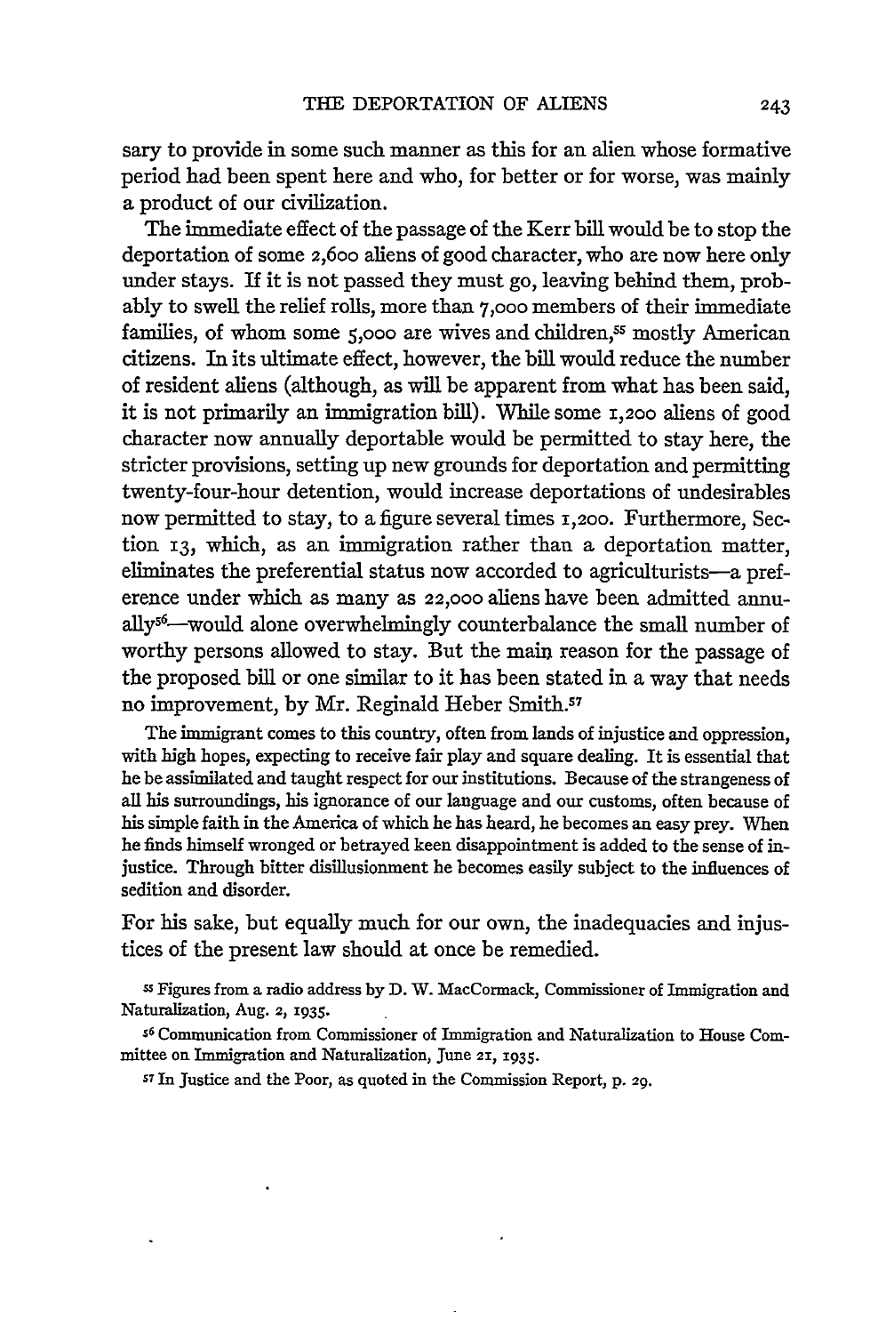sary to provide in some such manner as this for an alien whose formative period had been spent here and who, for better or for worse, was mainly a product of our civilization.

The immediate effect of the passage of the Kerr bill would be to stop the deportation of some 2,600 aliens of good character, who are now here only under stays. If it is not passed they must go, leaving behind them, probably to swell the relief rolls, more than 7,000 members of their immediate families, of whom some 5,000 are wives and children,[55] mostly American citizens. In its ultimate effect, however, the bill would reduce the number of resident aliens (although, as will be apparent from what has been said, it is not primarily an immigration bill). While some 1,200 aliens of good character now annually deportable would be permitted to stay here, the stricter provisions, setting up new grounds for deportation and permitting twenty-four-hour detention, would increase deportations of undesirables now permitted to stay, to a figure several times 1,200. Furthermore, Section 13, which, as an immigration rather than a deportation matter, eliminates the preferential status now accorded to agriculturists—a preference under which as many as 22,000 aliens have been admitted annually[56]—would alone overwhelmingly counterbalance the small number of worthy persons allowed to stay. But the main reason for the passage of the proposed bill or one similar to it has been stated in a way that needs no improvement, by Mr. Reginald Heber Smith.[57]

> The immigrant comes to this country, often from lands of injustice and oppression, with high hopes, expecting to receive fair play and square dealing. It is essential that he be assimilated and taught respect for our institutions. Because of the strangeness of all his surroundings, his ignorance of our language and our customs, often because of his simple faith in the America of which he has heard, he becomes an easy prey. When he finds himself wronged or betrayed keen disappointment is added to the sense of injustice. Through bitter disillusionment he becomes easily subject to the influences of sedition and disorder.

For his sake, but equally much for our own, the inadequacies and injustices of the present law should at once be remedied.

[55] Figures from a radio address by D. W. MacCormack, Commissioner of Immigration and Naturalization, Aug. 2, 1935.

[56] Communication from Commissioner of Immigration and Naturalization to House Committee on Immigration and Naturalization, June 21, 1935.

[57] In Justice and the Poor, as quoted in the Commission Report, p. 29.